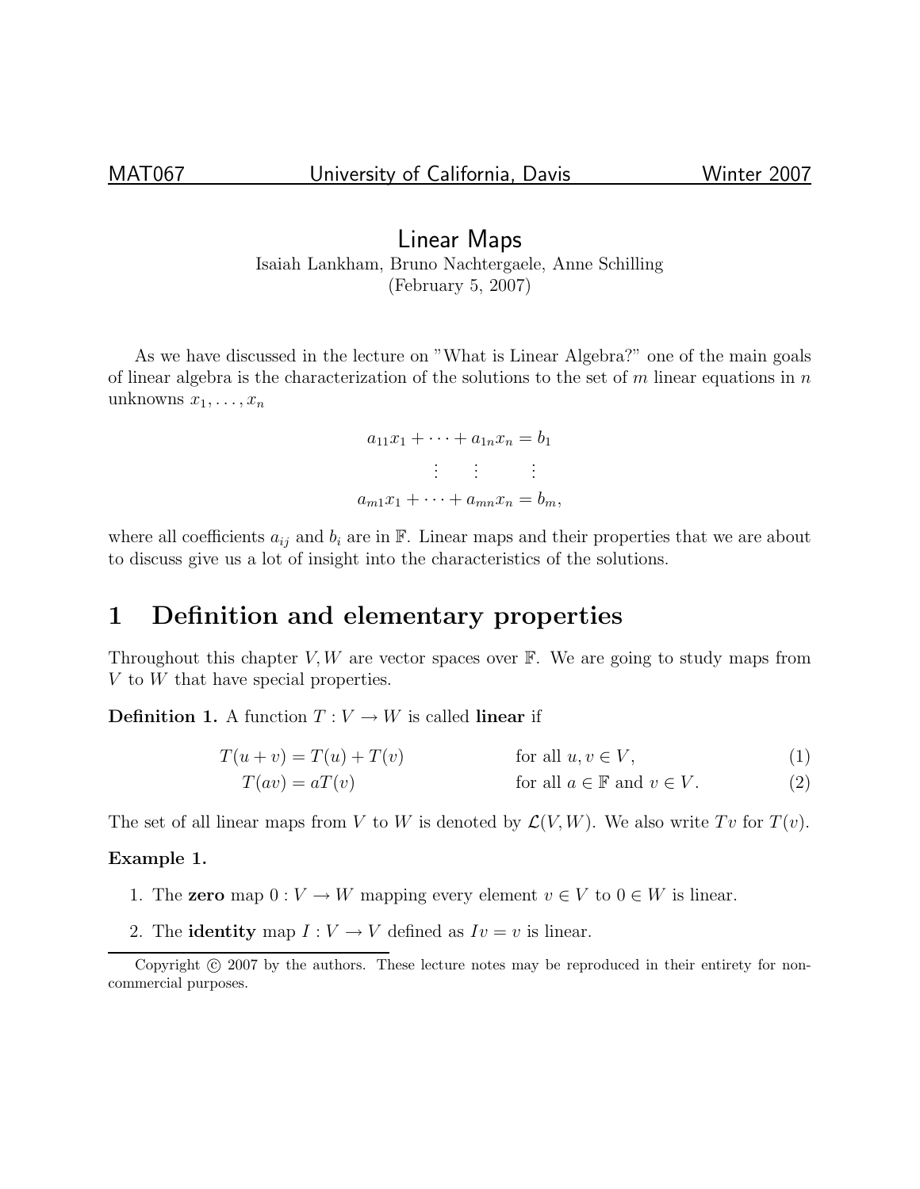# Linear Maps

Isaiah Lankham, Bruno Nachtergaele, Anne Schilling
(February 5, 2007)

As we have discussed in the lecture on "What is Linear Algebra?" one of the main goals of linear algebra is the characterization of the solutions to the set of $m$ linear equations in $n$ unknowns $x_1, \ldots, x_n$

$$
\begin{aligned}
a_{11}x_1 + \cdots + a_{1n}x_n &= b_1 \\
\vdots \quad\quad \vdots \quad\quad & \quad \vdots \\
a_{m1}x_1 + \cdots + a_{mn}x_n &= b_m,
\end{aligned}
$$

where all coefficients $a_{ij}$ and $b_i$ are in $\mathbb{F}$. Linear maps and their properties that we are about to discuss give us a lot of insight into the characteristics of the solutions.

## 1 Definition and elementary properties

Throughout this chapter $V, W$ are vector spaces over $\mathbb{F}$. We are going to study maps from $V$ to $W$ that have special properties.

**Definition 1.** A function $T : V \to W$ is called **linear** if

$$
T(u + v) = T(u) + T(v) \qquad \text{for all } u, v \in V, \tag{1}
$$

$$
T(av) = aT(v) \qquad \text{for all } a \in \mathbb{F} \text{ and } v \in V. \tag{2}
$$

The set of all linear maps from $V$ to $W$ is denoted by $\mathcal{L}(V, W)$. We also write $Tv$ for $T(v)$.

**Example 1.**

1. The **zero** map $0 : V \to W$ mapping every element $v \in V$ to $0 \in W$ is linear.
2. The **identity** map $I : V \to V$ defined as $Iv = v$ is linear.

Copyright © 2007 by the authors. These lecture notes may be reproduced in their entirety for non-commercial purposes.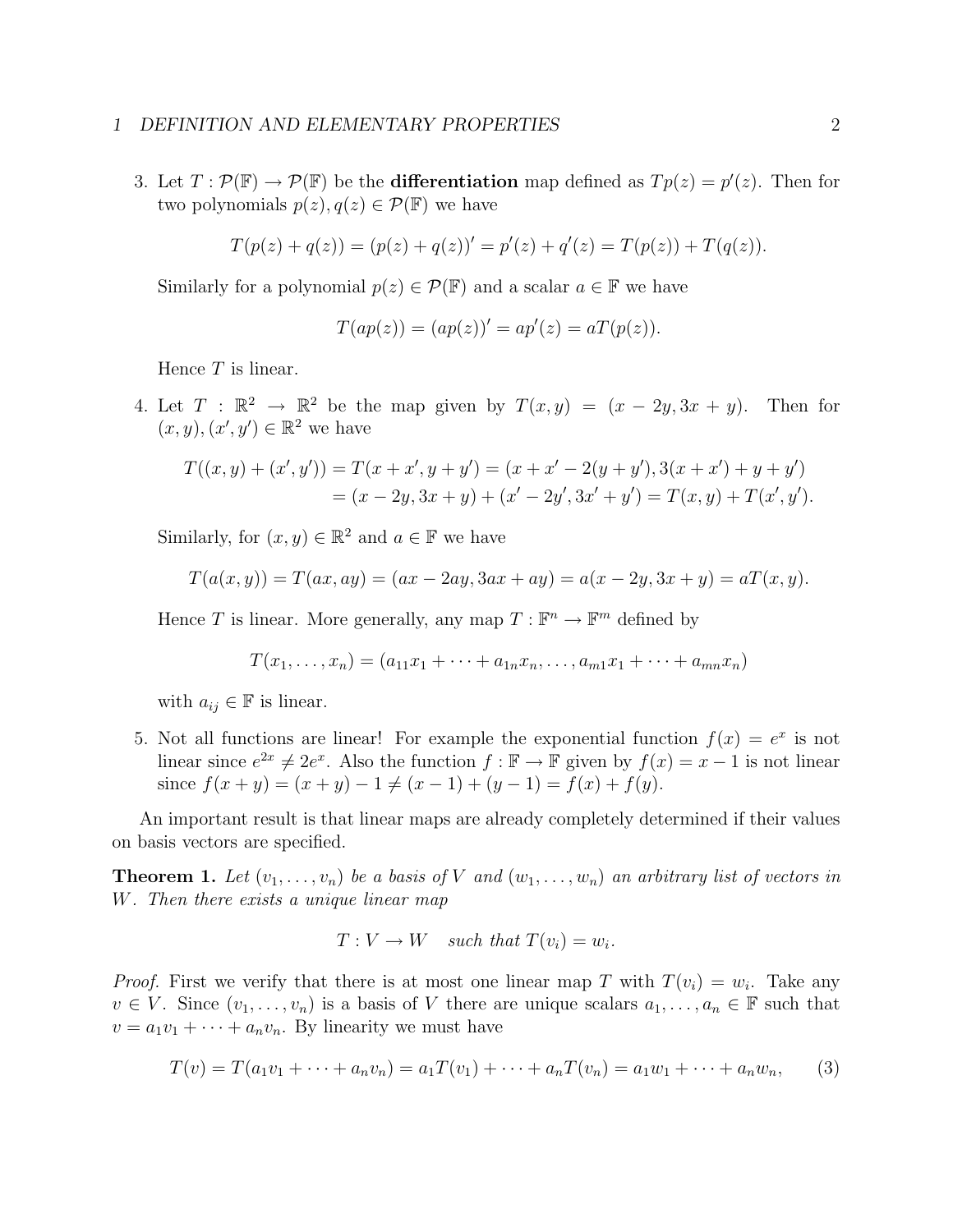3. Let $T : \mathcal{P}(\mathbb{F}) \to \mathcal{P}(\mathbb{F})$ be the **differentiation** map defined as $Tp(z) = p'(z)$. Then for two polynomials $p(z), q(z) \in \mathcal{P}(\mathbb{F})$ we have

$$T(p(z) + q(z)) = (p(z) + q(z))' = p'(z) + q'(z) = T(p(z)) + T(q(z)).$$

Similarly for a polynomial $p(z) \in \mathcal{P}(\mathbb{F})$ and a scalar $a \in \mathbb{F}$ we have

$$T(ap(z)) = (ap(z))' = ap'(z) = aT(p(z)).$$

Hence $T$ is linear.

4. Let $T : \mathbb{R}^2 \to \mathbb{R}^2$ be the map given by $T(x, y) = (x - 2y, 3x + y)$. Then for $(x, y), (x', y') \in \mathbb{R}^2$ we have

$$\begin{aligned} T((x, y) + (x', y')) &= T(x + x', y + y') = (x + x' - 2(y + y'), 3(x + x') + y + y') \\ &= (x - 2y, 3x + y) + (x' - 2y', 3x' + y') = T(x, y) + T(x', y'). \end{aligned}$$

Similarly, for $(x, y) \in \mathbb{R}^2$ and $a \in \mathbb{F}$ we have

$$T(a(x, y)) = T(ax, ay) = (ax - 2ay, 3ax + ay) = a(x - 2y, 3x + y) = aT(x, y).$$

Hence $T$ is linear. More generally, any map $T : \mathbb{F}^n \to \mathbb{F}^m$ defined by

$$T(x_1, \ldots, x_n) = (a_{11}x_1 + \cdots + a_{1n}x_n, \ldots, a_{m1}x_1 + \cdots + a_{mn}x_n)$$

with $a_{ij} \in \mathbb{F}$ is linear.

5. Not all functions are linear! For example the exponential function $f(x) = e^x$ is not linear since $e^{2x} \neq 2e^x$. Also the function $f : \mathbb{F} \to \mathbb{F}$ given by $f(x) = x - 1$ is not linear since $f(x + y) = (x + y) - 1 \neq (x - 1) + (y - 1) = f(x) + f(y)$.

An important result is that linear maps are already completely determined if their values on basis vectors are specified.

**Theorem 1.** *Let $(v_1, \ldots, v_n)$ be a basis of $V$ and $(w_1, \ldots, w_n)$ an arbitrary list of vectors in $W$. Then there exists a unique linear map*

$$T : V \to W \quad \textit{such that } T(v_i) = w_i.$$

*Proof.* First we verify that there is at most one linear map $T$ with $T(v_i) = w_i$. Take any $v \in V$. Since $(v_1, \ldots, v_n)$ is a basis of $V$ there are unique scalars $a_1, \ldots, a_n \in \mathbb{F}$ such that $v = a_1v_1 + \cdots + a_nv_n$. By linearity we must have

$$T(v) = T(a_1v_1 + \cdots + a_nv_n) = a_1T(v_1) + \cdots + a_nT(v_n) = a_1w_1 + \cdots + a_nw_n, \tag{3}$$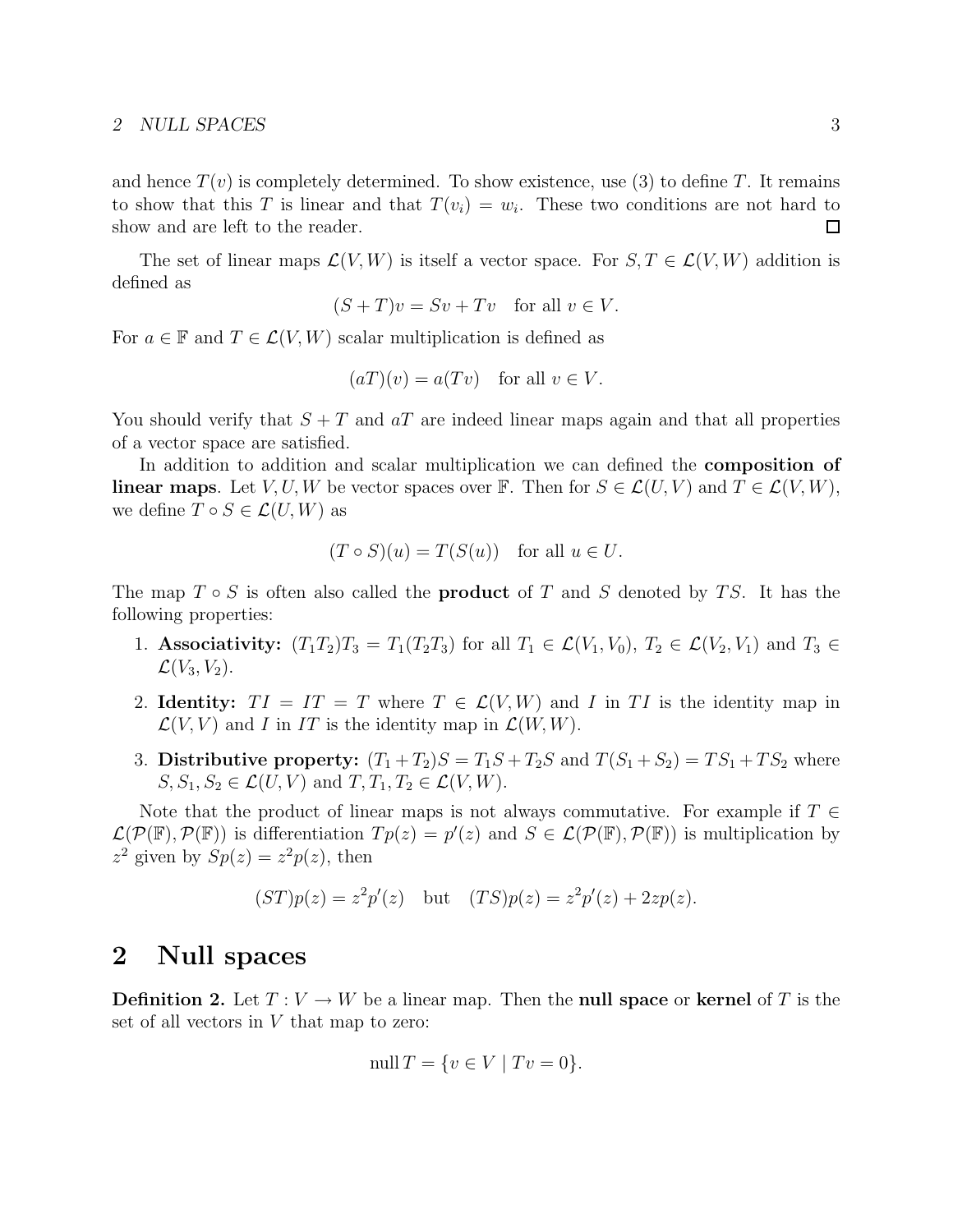and hence $T(v)$ is completely determined. To show existence, use (3) to define $T$. It remains to show that this $T$ is linear and that $T(v_i) = w_i$. These two conditions are not hard to show and are left to the reader. □

The set of linear maps $\mathcal{L}(V, W)$ is itself a vector space. For $S, T \in \mathcal{L}(V, W)$ addition is defined as

$$(S + T)v = Sv + Tv \quad \text{for all } v \in V.$$

For $a \in \mathbb{F}$ and $T \in \mathcal{L}(V, W)$ scalar multiplication is defined as

$$(aT)(v) = a(Tv) \quad \text{for all } v \in V.$$

You should verify that $S + T$ and $aT$ are indeed linear maps again and that all properties of a vector space are satisfied.

In addition to addition and scalar multiplication we can defined the **composition of linear maps**. Let $V, U, W$ be vector spaces over $\mathbb{F}$. Then for $S \in \mathcal{L}(U, V)$ and $T \in \mathcal{L}(V, W)$, we define $T \circ S \in \mathcal{L}(U, W)$ as

$$(T \circ S)(u) = T(S(u)) \quad \text{for all } u \in U.$$

The map $T \circ S$ is often also called the **product** of $T$ and $S$ denoted by $TS$. It has the following properties:

1. **Associativity:** $(T_1T_2)T_3 = T_1(T_2T_3)$ for all $T_1 \in \mathcal{L}(V_1, V_0)$, $T_2 \in \mathcal{L}(V_2, V_1)$ and $T_3 \in \mathcal{L}(V_3, V_2)$.
2. **Identity:** $TI = IT = T$ where $T \in \mathcal{L}(V, W)$ and $I$ in $TI$ is the identity map in $\mathcal{L}(V, V)$ and $I$ in $IT$ is the identity map in $\mathcal{L}(W, W)$.
3. **Distributive property:** $(T_1 + T_2)S = T_1S + T_2S$ and $T(S_1 + S_2) = TS_1 + TS_2$ where $S, S_1, S_2 \in \mathcal{L}(U, V)$ and $T, T_1, T_2 \in \mathcal{L}(V, W)$.

Note that the product of linear maps is not always commutative. For example if $T \in \mathcal{L}(\mathcal{P}(\mathbb{F}), \mathcal{P}(\mathbb{F}))$ is differentiation $Tp(z) = p'(z)$ and $S \in \mathcal{L}(\mathcal{P}(\mathbb{F}), \mathcal{P}(\mathbb{F}))$ is multiplication by $z^2$ given by $Sp(z) = z^2p(z)$, then

$$(ST)p(z) = z^2p'(z) \quad \text{but} \quad (TS)p(z) = z^2p'(z) + 2zp(z).$$

# 2 Null spaces

**Definition 2.** Let $T : V \to W$ be a linear map. Then the **null space** or **kernel** of $T$ is the set of all vectors in $V$ that map to zero:

$$\operatorname{null} T = \{v \in V \mid Tv = 0\}.$$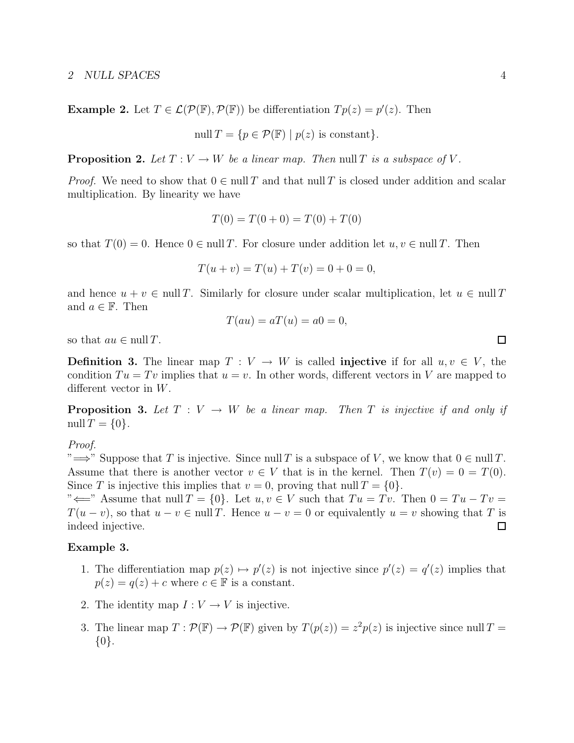**Example 2.** Let $T \in \mathcal{L}(\mathcal{P}(\mathbb{F}), \mathcal{P}(\mathbb{F}))$ be differentiation $Tp(z) = p'(z)$. Then

$$\operatorname{null} T = \{p \in \mathcal{P}(\mathbb{F}) \mid p(z) \text{ is constant}\}.$$

**Proposition 2.** *Let $T : V \to W$ be a linear map. Then* $\operatorname{null} T$ *is a subspace of* $V$*.*

*Proof.* We need to show that $0 \in \operatorname{null} T$ and that $\operatorname{null} T$ is closed under addition and scalar multiplication. By linearity we have

$$T(0) = T(0 + 0) = T(0) + T(0)$$

so that $T(0) = 0$. Hence $0 \in \operatorname{null} T$. For closure under addition let $u, v \in \operatorname{null} T$. Then

$$T(u + v) = T(u) + T(v) = 0 + 0 = 0,$$

and hence $u + v \in \operatorname{null} T$. Similarly for closure under scalar multiplication, let $u \in \operatorname{null} T$ and $a \in \mathbb{F}$. Then

$$T(au) = aT(u) = a0 = 0,$$

so that $au \in \operatorname{null} T$. □

**Definition 3.** The linear map $T : V \to W$ is called **injective** if for all $u, v \in V$, the condition $Tu = Tv$ implies that $u = v$. In other words, different vectors in $V$ are mapped to different vector in $W$.

**Proposition 3.** *Let $T : V \to W$ be a linear map. Then $T$ is injective if and only if* $\operatorname{null} T = \{0\}$.

*Proof.*
"$\Longrightarrow$" Suppose that $T$ is injective. Since $\operatorname{null} T$ is a subspace of $V$, we know that $0 \in \operatorname{null} T$. Assume that there is another vector $v \in V$ that is in the kernel. Then $T(v) = 0 = T(0)$. Since $T$ is injective this implies that $v = 0$, proving that $\operatorname{null} T = \{0\}$.
"$\Longleftarrow$" Assume that $\operatorname{null} T = \{0\}$. Let $u, v \in V$ such that $Tu = Tv$. Then $0 = Tu - Tv = T(u - v)$, so that $u - v \in \operatorname{null} T$. Hence $u - v = 0$ or equivalently $u = v$ showing that $T$ is indeed injective. □

**Example 3.**

1. The differentiation map $p(z) \mapsto p'(z)$ is not injective since $p'(z) = q'(z)$ implies that $p(z) = q(z) + c$ where $c \in \mathbb{F}$ is a constant.

2. The identity map $I : V \to V$ is injective.

3. The linear map $T : \mathcal{P}(\mathbb{F}) \to \mathcal{P}(\mathbb{F})$ given by $T(p(z)) = z^2 p(z)$ is injective since $\operatorname{null} T = \{0\}$.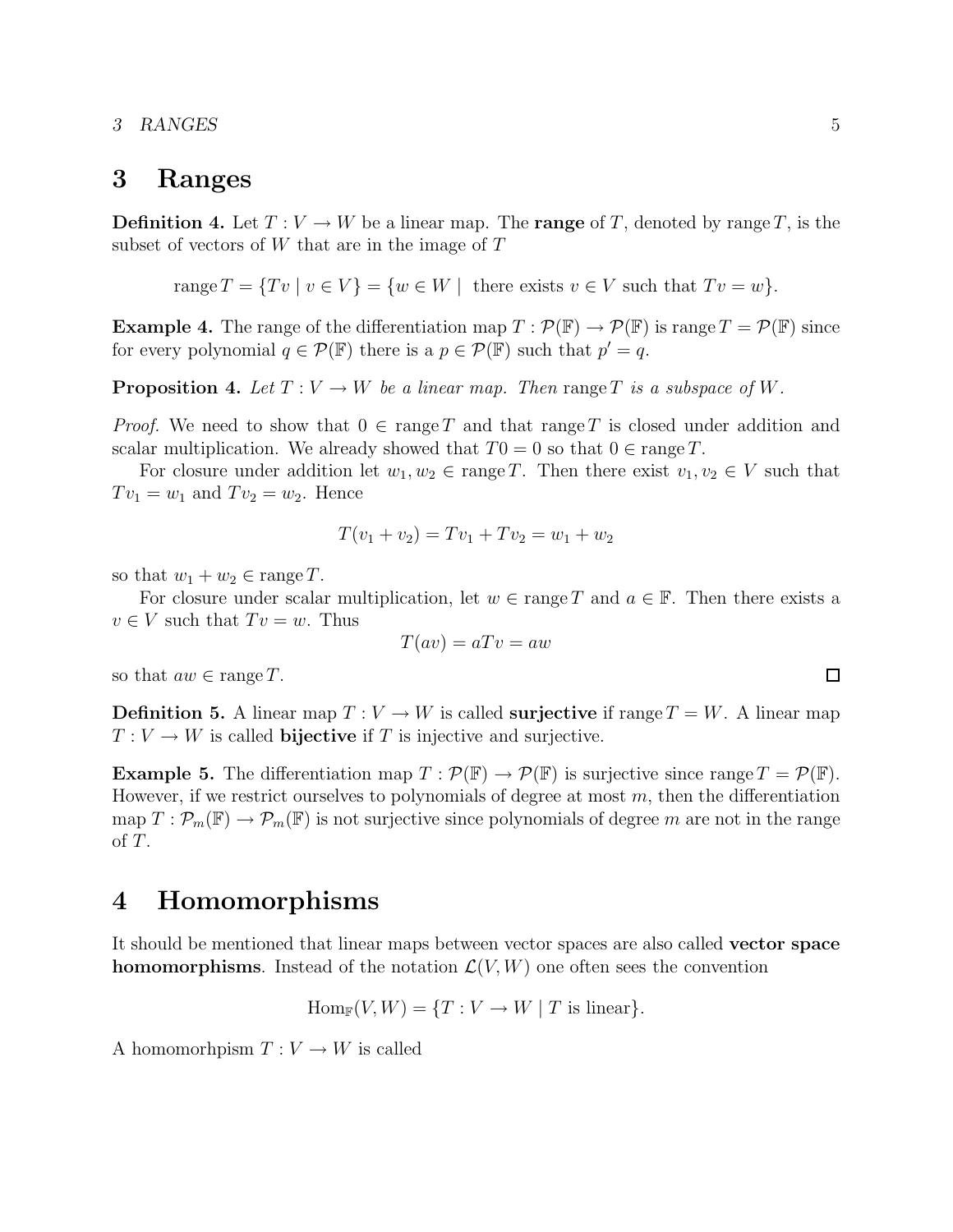# 3 Ranges

**Definition 4.** Let $T : V \to W$ be a linear map. The **range** of $T$, denoted by $\operatorname{range} T$, is the subset of vectors of $W$ that are in the image of $T$

$$\operatorname{range} T = \{Tv \mid v \in V\} = \{w \in W \mid \text{ there exists } v \in V \text{ such that } Tv = w\}.$$

**Example 4.** The range of the differentiation map $T : \mathcal{P}(\mathbb{F}) \to \mathcal{P}(\mathbb{F})$ is $\operatorname{range} T = \mathcal{P}(\mathbb{F})$ since for every polynomial $q \in \mathcal{P}(\mathbb{F})$ there is a $p \in \mathcal{P}(\mathbb{F})$ such that $p' = q$.

**Proposition 4.** *Let $T : V \to W$ be a linear map. Then $\operatorname{range} T$ is a subspace of $W$.*

*Proof.* We need to show that $0 \in \operatorname{range} T$ and that $\operatorname{range} T$ is closed under addition and scalar multiplication. We already showed that $T0 = 0$ so that $0 \in \operatorname{range} T$.

For closure under addition let $w_1, w_2 \in \operatorname{range} T$. Then there exist $v_1, v_2 \in V$ such that $Tv_1 = w_1$ and $Tv_2 = w_2$. Hence

$$T(v_1 + v_2) = Tv_1 + Tv_2 = w_1 + w_2$$

so that $w_1 + w_2 \in \operatorname{range} T$.

For closure under scalar multiplication, let $w \in \operatorname{range} T$ and $a \in \mathbb{F}$. Then there exists a $v \in V$ such that $Tv = w$. Thus

$$T(av) = aTv = aw$$

so that $aw \in \operatorname{range} T$. □

**Definition 5.** A linear map $T : V \to W$ is called **surjective** if $\operatorname{range} T = W$. A linear map $T : V \to W$ is called **bijective** if $T$ is injective and surjective.

**Example 5.** The differentiation map $T : \mathcal{P}(\mathbb{F}) \to \mathcal{P}(\mathbb{F})$ is surjective since $\operatorname{range} T = \mathcal{P}(\mathbb{F})$. However, if we restrict ourselves to polynomials of degree at most $m$, then the differentiation map $T : \mathcal{P}_m(\mathbb{F}) \to \mathcal{P}_m(\mathbb{F})$ is not surjective since polynomials of degree $m$ are not in the range of $T$.

# 4 Homomorphisms

It should be mentioned that linear maps between vector spaces are also called **vector space homomorphisms**. Instead of the notation $\mathcal{L}(V, W)$ one often sees the convention

$$\operatorname{Hom}_{\mathbb{F}}(V, W) = \{T : V \to W \mid T \text{ is linear}\}.$$

A homomorhpism $T : V \to W$ is called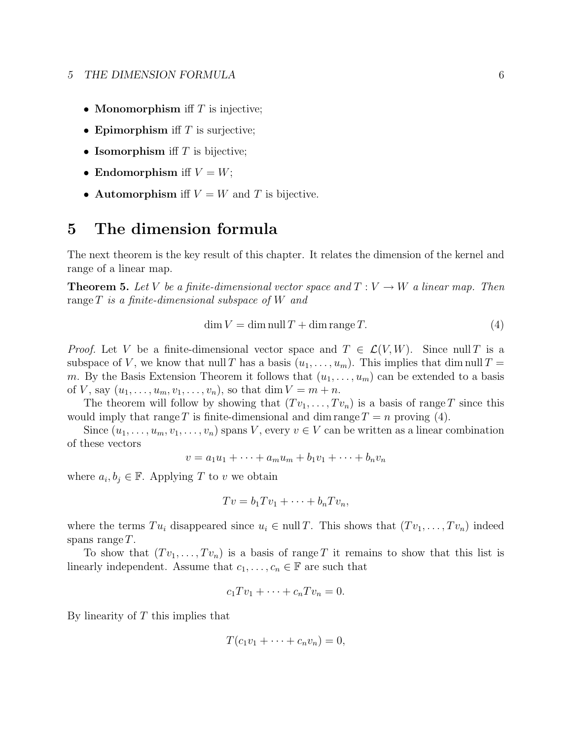- **Monomorphism** iff $T$ is injective;
- **Epimorphism** iff $T$ is surjective;
- **Isomorphism** iff $T$ is bijective;
- **Endomorphism** iff $V = W$;
- **Automorphism** iff $V = W$ and $T$ is bijective.

# 5 The dimension formula

The next theorem is the key result of this chapter. It relates the dimension of the kernel and range of a linear map.

**Theorem 5.** *Let $V$ be a finite-dimensional vector space and $T : V \to W$ a linear map. Then $\operatorname{range} T$ is a finite-dimensional subspace of $W$ and*

$$\dim V = \dim \operatorname{null} T + \dim \operatorname{range} T. \tag{4}$$

*Proof.* Let $V$ be a finite-dimensional vector space and $T \in \mathcal{L}(V, W)$. Since $\operatorname{null} T$ is a subspace of $V$, we know that $\operatorname{null} T$ has a basis $(u_1, \ldots, u_m)$. This implies that $\dim \operatorname{null} T = m$. By the Basis Extension Theorem it follows that $(u_1, \ldots, u_m)$ can be extended to a basis of $V$, say $(u_1, \ldots, u_m, v_1, \ldots, v_n)$, so that $\dim V = m + n$.

The theorem will follow by showing that $(Tv_1, \ldots, Tv_n)$ is a basis of $\operatorname{range} T$ since this would imply that $\operatorname{range} T$ is finite-dimensional and $\dim \operatorname{range} T = n$ proving (4).

Since $(u_1, \ldots, u_m, v_1, \ldots, v_n)$ spans $V$, every $v \in V$ can be written as a linear combination of these vectors

$$v = a_1 u_1 + \cdots + a_m u_m + b_1 v_1 + \cdots + b_n v_n$$

where $a_i, b_j \in \mathbb{F}$. Applying $T$ to $v$ we obtain

$$Tv = b_1 Tv_1 + \cdots + b_n Tv_n,$$

where the terms $Tu_i$ disappeared since $u_i \in \operatorname{null} T$. This shows that $(Tv_1, \ldots, Tv_n)$ indeed spans $\operatorname{range} T$.

To show that $(Tv_1, \ldots, Tv_n)$ is a basis of $\operatorname{range} T$ it remains to show that this list is linearly independent. Assume that $c_1, \ldots, c_n \in \mathbb{F}$ are such that

$$c_1 Tv_1 + \cdots + c_n Tv_n = 0.$$

By linearity of $T$ this implies that

$$T(c_1 v_1 + \cdots + c_n v_n) = 0,$$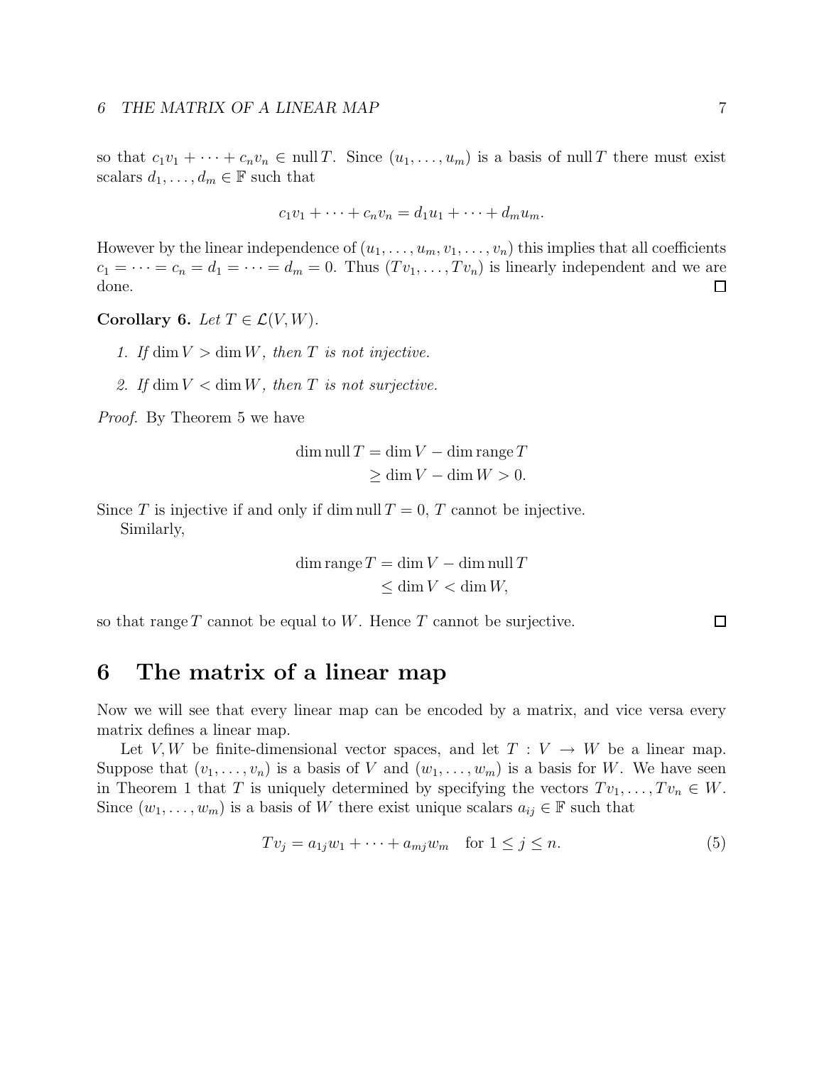so that $c_1 v_1 + \cdots + c_n v_n \in \operatorname{null} T$. Since $(u_1, \ldots, u_m)$ is a basis of $\operatorname{null} T$ there must exist scalars $d_1, \ldots, d_m \in \mathbb{F}$ such that

$$c_1 v_1 + \cdots + c_n v_n = d_1 u_1 + \cdots + d_m u_m.$$

However by the linear independence of $(u_1, \ldots, u_m, v_1, \ldots, v_n)$ this implies that all coefficients $c_1 = \cdots = c_n = d_1 = \cdots = d_m = 0$. Thus $(Tv_1, \ldots, Tv_n)$ is linearly independent and we are done. □

**Corollary 6.** *Let $T \in \mathcal{L}(V, W)$.*

1. *If $\dim V > \dim W$, then $T$ is not injective.*
2. *If $\dim V < \dim W$, then $T$ is not surjective.*

*Proof.* By Theorem 5 we have

$$\begin{aligned} \dim \operatorname{null} T &= \dim V - \dim \operatorname{range} T \\ &\geq \dim V - \dim W > 0. \end{aligned}$$

Since $T$ is injective if and only if $\dim \operatorname{null} T = 0$, $T$ cannot be injective.

Similarly,

$$\begin{aligned} \dim \operatorname{range} T &= \dim V - \dim \operatorname{null} T \\ &\leq \dim V < \dim W, \end{aligned}$$

so that $\operatorname{range} T$ cannot be equal to $W$. Hence $T$ cannot be surjective. □

# 6 The matrix of a linear map

Now we will see that every linear map can be encoded by a matrix, and vice versa every matrix defines a linear map.

Let $V, W$ be finite-dimensional vector spaces, and let $T : V \to W$ be a linear map. Suppose that $(v_1, \ldots, v_n)$ is a basis of $V$ and $(w_1, \ldots, w_m)$ is a basis for $W$. We have seen in Theorem 1 that $T$ is uniquely determined by specifying the vectors $Tv_1, \ldots, Tv_n \in W$. Since $(w_1, \ldots, w_m)$ is a basis of $W$ there exist unique scalars $a_{ij} \in \mathbb{F}$ such that

$$Tv_j = a_{1j} w_1 + \cdots + a_{mj} w_m \quad \text{for } 1 \leq j \leq n. \tag{5}$$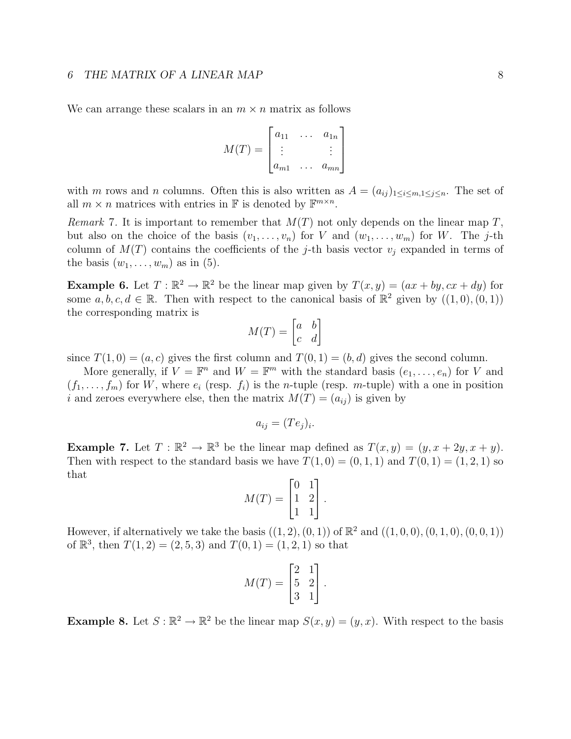We can arrange these scalars in an $m \times n$ matrix as follows

$$M(T) = \begin{bmatrix} a_{11} & \dots & a_{1n} \\ \vdots & & \vdots \\ a_{m1} & \dots & a_{mn} \end{bmatrix}$$

with $m$ rows and $n$ columns. Often this is also written as $A = (a_{ij})_{1 \le i \le m, 1 \le j \le n}$. The set of all $m \times n$ matrices with entries in $\mathbb{F}$ is denoted by $\mathbb{F}^{m \times n}$.

*Remark* 7. It is important to remember that $M(T)$ not only depends on the linear map $T$, but also on the choice of the basis $(v_1, \dots, v_n)$ for $V$ and $(w_1, \dots, w_m)$ for $W$. The $j$-th column of $M(T)$ contains the coefficients of the $j$-th basis vector $v_j$ expanded in terms of the basis $(w_1, \dots, w_m)$ as in (5).

**Example 6.** Let $T : \mathbb{R}^2 \to \mathbb{R}^2$ be the linear map given by $T(x, y) = (ax + by, cx + dy)$ for some $a, b, c, d \in \mathbb{R}$. Then with respect to the canonical basis of $\mathbb{R}^2$ given by $((1, 0), (0, 1))$ the corresponding matrix is

$$M(T) = \begin{bmatrix} a & b \\ c & d \end{bmatrix}$$

since $T(1, 0) = (a, c)$ gives the first column and $T(0, 1) = (b, d)$ gives the second column.

More generally, if $V = \mathbb{F}^n$ and $W = \mathbb{F}^m$ with the standard basis $(e_1, \dots, e_n)$ for $V$ and $(f_1, \dots, f_m)$ for $W$, where $e_i$ (resp. $f_i$) is the $n$-tuple (resp. $m$-tuple) with a one in position $i$ and zeroes everywhere else, then the matrix $M(T) = (a_{ij})$ is given by

$$a_{ij} = (Te_j)_i.$$

**Example 7.** Let $T : \mathbb{R}^2 \to \mathbb{R}^3$ be the linear map defined as $T(x, y) = (y, x + 2y, x + y)$. Then with respect to the standard basis we have $T(1, 0) = (0, 1, 1)$ and $T(0, 1) = (1, 2, 1)$ so that

$$M(T) = \begin{bmatrix} 0 & 1 \\ 1 & 2 \\ 1 & 1 \end{bmatrix}.$$

However, if alternatively we take the basis $((1, 2), (0, 1))$ of $\mathbb{R}^2$ and $((1, 0, 0), (0, 1, 0), (0, 0, 1))$ of $\mathbb{R}^3$, then $T(1, 2) = (2, 5, 3)$ and $T(0, 1) = (1, 2, 1)$ so that

$$M(T) = \begin{bmatrix} 2 & 1 \\ 5 & 2 \\ 3 & 1 \end{bmatrix}.$$

**Example 8.** Let $S : \mathbb{R}^2 \to \mathbb{R}^2$ be the linear map $S(x, y) = (y, x)$. With respect to the basis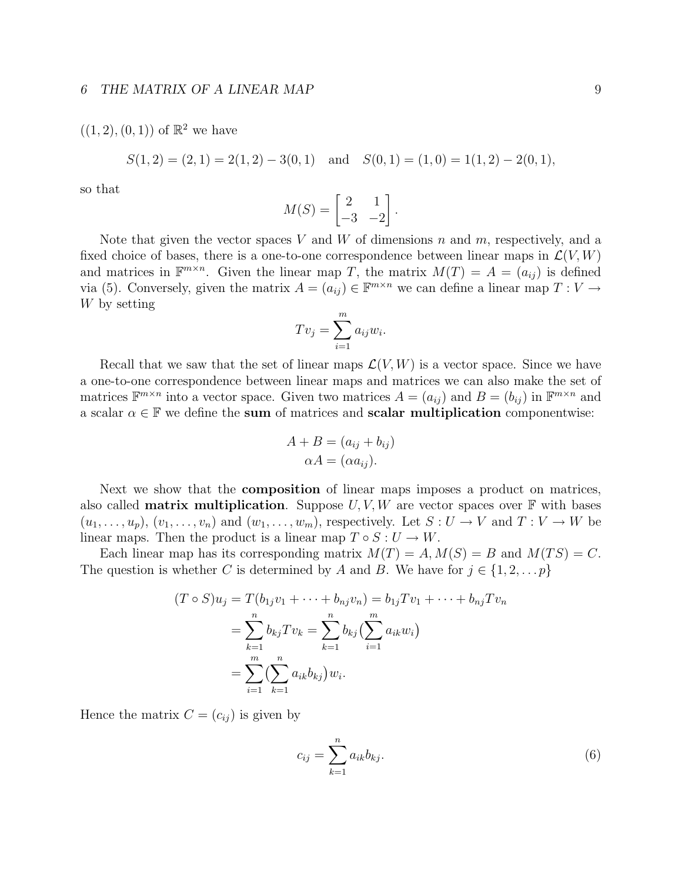$((1, 2), (0, 1))$ of $\mathbb{R}^2$ we have

$$S(1, 2) = (2, 1) = 2(1, 2) - 3(0, 1) \quad \text{and} \quad S(0, 1) = (1, 0) = 1(1, 2) - 2(0, 1),$$

so that

$$M(S) = \begin{bmatrix} 2 & 1 \\ -3 & -2 \end{bmatrix}.$$

Note that given the vector spaces $V$ and $W$ of dimensions $n$ and $m$, respectively, and a fixed choice of bases, there is a one-to-one correspondence between linear maps in $\mathcal{L}(V, W)$ and matrices in $\mathbb{F}^{m \times n}$. Given the linear map $T$, the matrix $M(T) = A = (a_{ij})$ is defined via (5). Conversely, given the matrix $A = (a_{ij}) \in \mathbb{F}^{m \times n}$ we can define a linear map $T : V \to W$ by setting

$$Tv_j = \sum_{i=1}^{m} a_{ij} w_i.$$

Recall that we saw that the set of linear maps $\mathcal{L}(V, W)$ is a vector space. Since we have a one-to-one correspondence between linear maps and matrices we can also make the set of matrices $\mathbb{F}^{m \times n}$ into a vector space. Given two matrices $A = (a_{ij})$ and $B = (b_{ij})$ in $\mathbb{F}^{m \times n}$ and a scalar $\alpha \in \mathbb{F}$ we define the **sum** of matrices and **scalar multiplication** componentwise:

$$\begin{aligned} A + B &= (a_{ij} + b_{ij}) \\ \alpha A &= (\alpha a_{ij}). \end{aligned}$$

Next we show that the **composition** of linear maps imposes a product on matrices, also called **matrix multiplication**. Suppose $U, V, W$ are vector spaces over $\mathbb{F}$ with bases $(u_1, \ldots, u_p)$, $(v_1, \ldots, v_n)$ and $(w_1, \ldots, w_m)$, respectively. Let $S : U \to V$ and $T : V \to W$ be linear maps. Then the product is a linear map $T \circ S : U \to W$.

Each linear map has its corresponding matrix $M(T) = A, M(S) = B$ and $M(TS) = C$. The question is whether $C$ is determined by $A$ and $B$. We have for $j \in \{1, 2, \ldots p\}$

$$\begin{aligned} (T \circ S)u_j &= T(b_{1j} v_1 + \cdots + b_{nj} v_n) = b_{1j} Tv_1 + \cdots + b_{nj} Tv_n \\ &= \sum_{k=1}^{n} b_{kj} Tv_k = \sum_{k=1}^{n} b_{kj} \big( \sum_{i=1}^{m} a_{ik} w_i \big) \\ &= \sum_{i=1}^{m} \big( \sum_{k=1}^{n} a_{ik} b_{kj} \big) w_i. \end{aligned}$$

Hence the matrix $C = (c_{ij})$ is given by

$$c_{ij} = \sum_{k=1}^{n} a_{ik} b_{kj}. \tag{6}$$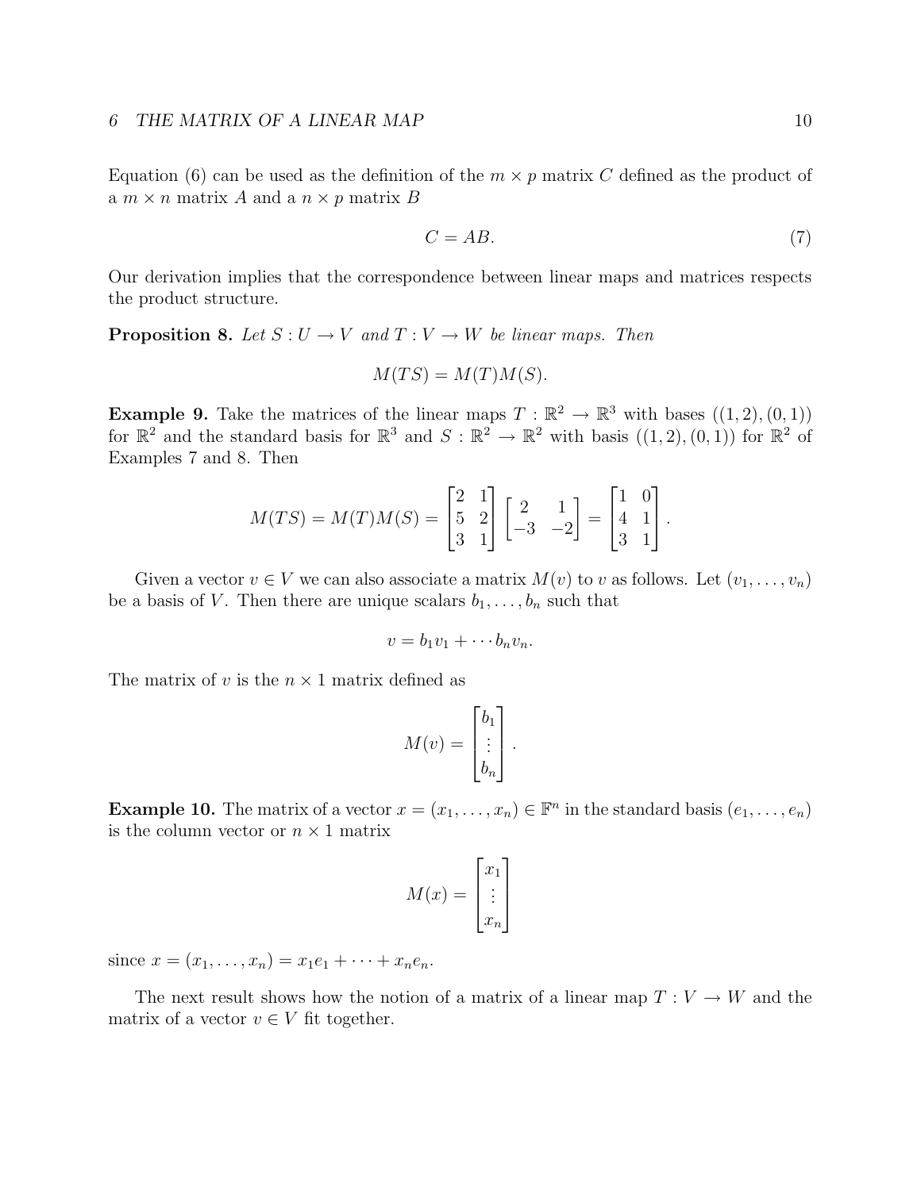Equation (6) can be used as the definition of the $m \times p$ matrix $C$ defined as the product of a $m \times n$ matrix $A$ and a $n \times p$ matrix $B$

$$C = AB. \tag{7}$$

Our derivation implies that the correspondence between linear maps and matrices respects the product structure.

**Proposition 8.** *Let $S : U \to V$ and $T : V \to W$ be linear maps. Then*

$$M(TS) = M(T)M(S).$$

**Example 9.** Take the matrices of the linear maps $T : \mathbb{R}^2 \to \mathbb{R}^3$ with bases $((1,2),(0,1))$ for $\mathbb{R}^2$ and the standard basis for $\mathbb{R}^3$ and $S : \mathbb{R}^2 \to \mathbb{R}^2$ with basis $((1,2),(0,1))$ for $\mathbb{R}^2$ of Examples 7 and 8. Then

$$M(TS) = M(T)M(S) = \begin{bmatrix} 2 & 1 \\ 5 & 2 \\ 3 & 1 \end{bmatrix} \begin{bmatrix} 2 & 1 \\ -3 & -2 \end{bmatrix} = \begin{bmatrix} 1 & 0 \\ 4 & 1 \\ 3 & 1 \end{bmatrix}.$$

Given a vector $v \in V$ we can also associate a matrix $M(v)$ to $v$ as follows. Let $(v_1, \ldots, v_n)$ be a basis of $V$. Then there are unique scalars $b_1, \ldots, b_n$ such that

$$v = b_1 v_1 + \cdots b_n v_n.$$

The matrix of $v$ is the $n \times 1$ matrix defined as

$$M(v) = \begin{bmatrix} b_1 \\ \vdots \\ b_n \end{bmatrix}.$$

**Example 10.** The matrix of a vector $x = (x_1, \ldots, x_n) \in \mathbb{F}^n$ in the standard basis $(e_1, \ldots, e_n)$ is the column vector or $n \times 1$ matrix

$$M(x) = \begin{bmatrix} x_1 \\ \vdots \\ x_n \end{bmatrix}$$

since $x = (x_1, \ldots, x_n) = x_1 e_1 + \cdots + x_n e_n$.

The next result shows how the notion of a matrix of a linear map $T : V \to W$ and the matrix of a vector $v \in V$ fit together.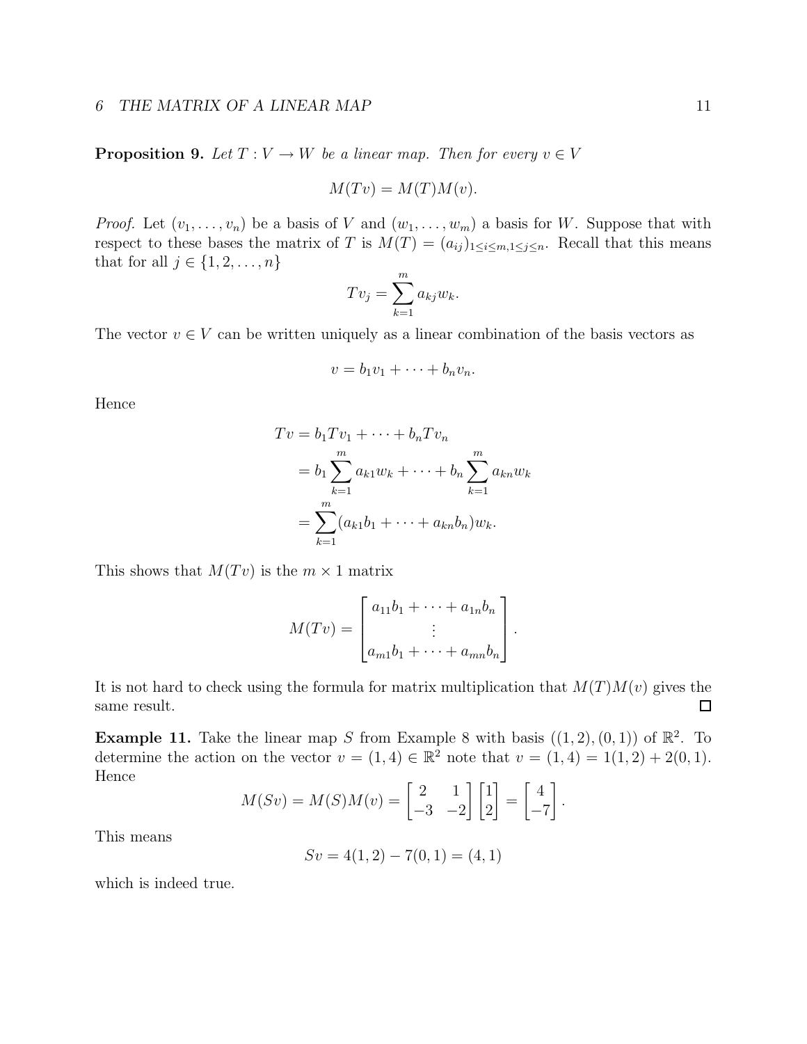**Proposition 9.** *Let $T : V \to W$ be a linear map. Then for every $v \in V$*

$$M(Tv) = M(T)M(v).$$

*Proof.* Let $(v_1, \ldots, v_n)$ be a basis of $V$ and $(w_1, \ldots, w_m)$ a basis for $W$. Suppose that with respect to these bases the matrix of $T$ is $M(T) = (a_{ij})_{1 \le i \le m, 1 \le j \le n}$. Recall that this means that for all $j \in \{1, 2, \ldots, n\}$

$$Tv_j = \sum_{k=1}^{m} a_{kj} w_k.$$

The vector $v \in V$ can be written uniquely as a linear combination of the basis vectors as

$$v = b_1 v_1 + \cdots + b_n v_n.$$

Hence

$$\begin{aligned} Tv &= b_1 T v_1 + \cdots + b_n T v_n \\ &= b_1 \sum_{k=1}^{m} a_{k1} w_k + \cdots + b_n \sum_{k=1}^{m} a_{kn} w_k \\ &= \sum_{k=1}^{m} (a_{k1} b_1 + \cdots + a_{kn} b_n) w_k. \end{aligned}$$

This shows that $M(Tv)$ is the $m \times 1$ matrix

$$M(Tv) = \begin{bmatrix} a_{11} b_1 + \cdots + a_{1n} b_n \\ \vdots \\ a_{m1} b_1 + \cdots + a_{mn} b_n \end{bmatrix}.$$

It is not hard to check using the formula for matrix multiplication that $M(T)M(v)$ gives the same result. ∎

**Example 11.** Take the linear map $S$ from Example 8 with basis $((1,2),(0,1))$ of $\mathbb{R}^2$. To determine the action on the vector $v = (1,4) \in \mathbb{R}^2$ note that $v = (1,4) = 1(1,2) + 2(0,1)$. Hence

$$M(Sv) = M(S)M(v) = \begin{bmatrix} 2 & 1 \\ -3 & -2 \end{bmatrix} \begin{bmatrix} 1 \\ 2 \end{bmatrix} = \begin{bmatrix} 4 \\ -7 \end{bmatrix}.$$

This means

$$Sv = 4(1,2) - 7(0,1) = (4,1)$$

which is indeed true.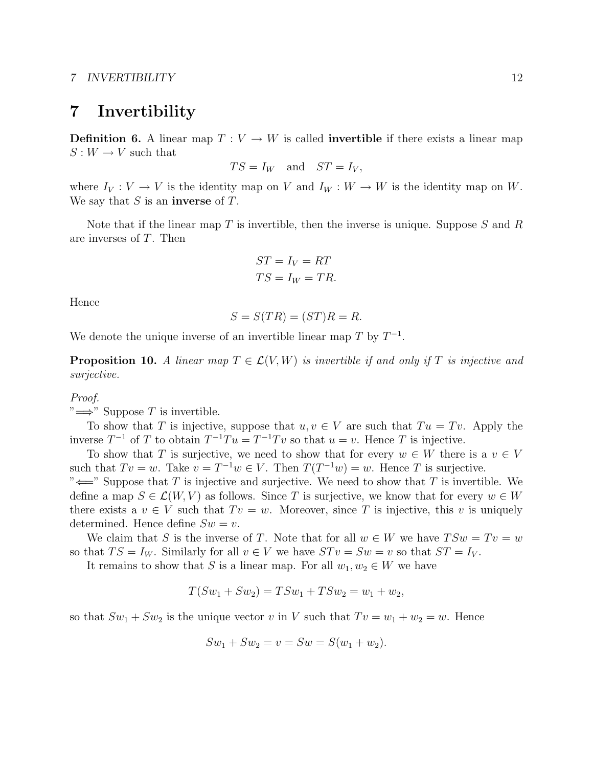# 7 Invertibility

**Definition 6.** A linear map $T : V \to W$ is called **invertible** if there exists a linear map $S : W \to V$ such that

$$TS = I_W \quad \text{and} \quad ST = I_V,$$

where $I_V : V \to V$ is the identity map on $V$ and $I_W : W \to W$ is the identity map on $W$. We say that $S$ is an **inverse** of $T$.

Note that if the linear map $T$ is invertible, then the inverse is unique. Suppose $S$ and $R$ are inverses of $T$. Then

$$ST = I_V = RT$$
$$TS = I_W = TR.$$

Hence

$$S = S(TR) = (ST)R = R.$$

We denote the unique inverse of an invertible linear map $T$ by $T^{-1}$.

**Proposition 10.** *A linear map $T \in \mathcal{L}(V, W)$ is invertible if and only if $T$ is injective and surjective.*

*Proof.*
"$\Longrightarrow$" Suppose $T$ is invertible.

To show that $T$ is injective, suppose that $u, v \in V$ are such that $Tu = Tv$. Apply the inverse $T^{-1}$ of $T$ to obtain $T^{-1}Tu = T^{-1}Tv$ so that $u = v$. Hence $T$ is injective.

To show that $T$ is surjective, we need to show that for every $w \in W$ there is a $v \in V$ such that $Tv = w$. Take $v = T^{-1}w \in V$. Then $T(T^{-1}w) = w$. Hence $T$ is surjective.
"$\Longleftarrow$" Suppose that $T$ is injective and surjective. We need to show that $T$ is invertible. We define a map $S \in \mathcal{L}(W, V)$ as follows. Since $T$ is surjective, we know that for every $w \in W$ there exists a $v \in V$ such that $Tv = w$. Moreover, since $T$ is injective, this $v$ is uniquely determined. Hence define $Sw = v$.

We claim that $S$ is the inverse of $T$. Note that for all $w \in W$ we have $TSw = Tv = w$ so that $TS = I_W$. Similarly for all $v \in V$ we have $STv = Sw = v$ so that $ST = I_V$.

It remains to show that $S$ is a linear map. For all $w_1, w_2 \in W$ we have

$$T(Sw_1 + Sw_2) = TSw_1 + TSw_2 = w_1 + w_2,$$

so that $Sw_1 + Sw_2$ is the unique vector $v$ in $V$ such that $Tv = w_1 + w_2 = w$. Hence

$$Sw_1 + Sw_2 = v = Sw = S(w_1 + w_2).$$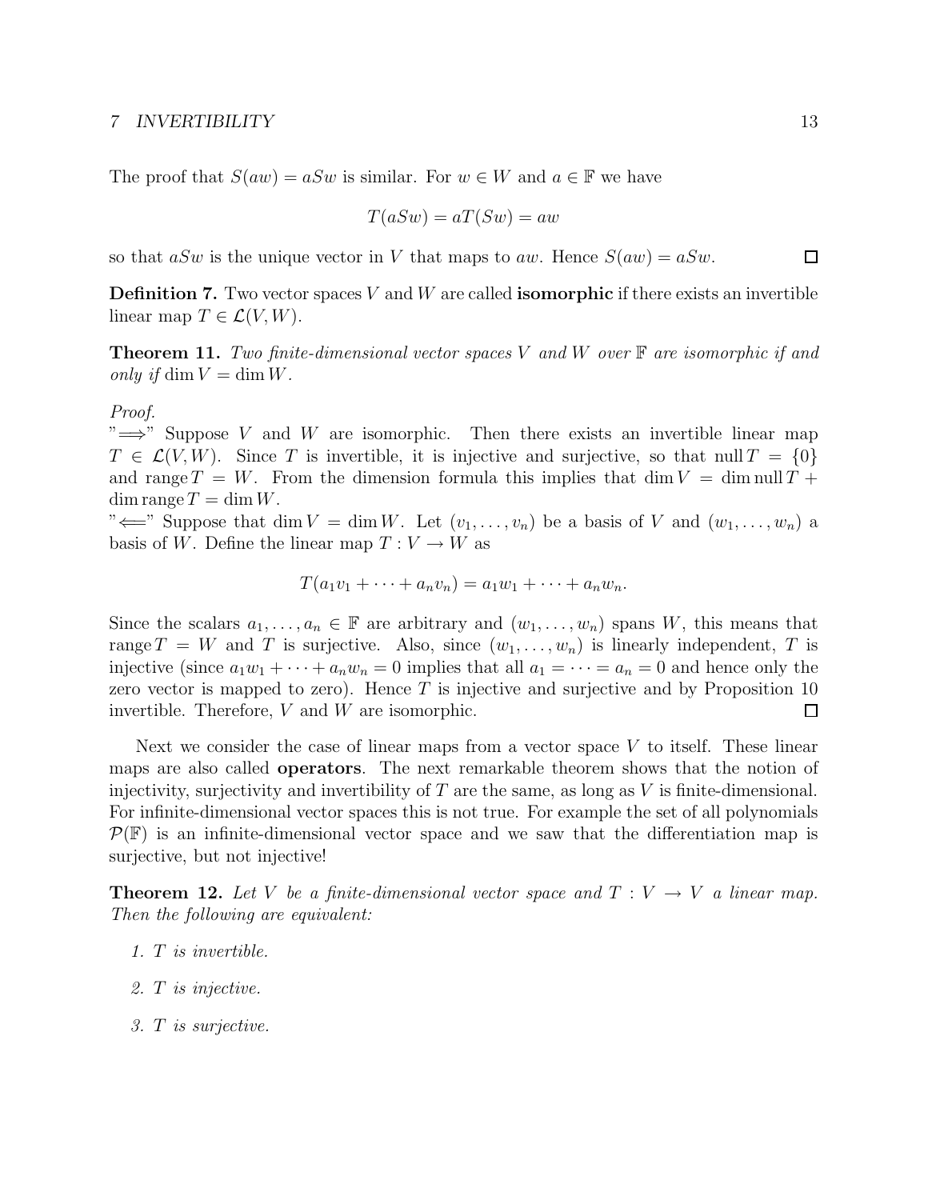The proof that $S(aw) = aSw$ is similar. For $w \in W$ and $a \in \mathbb{F}$ we have

$$T(aSw) = aT(Sw) = aw$$

so that $aSw$ is the unique vector in $V$ that maps to $aw$. Hence $S(aw) = aSw$. ☐

**Definition 7.** Two vector spaces $V$ and $W$ are called **isomorphic** if there exists an invertible linear map $T \in \mathcal{L}(V, W)$.

**Theorem 11.** *Two finite-dimensional vector spaces $V$ and $W$ over $\mathbb{F}$ are isomorphic if and only if $\dim V = \dim W$.*

*Proof.*
"$\Longrightarrow$" Suppose $V$ and $W$ are isomorphic. Then there exists an invertible linear map $T \in \mathcal{L}(V, W)$. Since $T$ is invertible, it is injective and surjective, so that $\operatorname{null} T = \{0\}$ and $\operatorname{range} T = W$. From the dimension formula this implies that $\dim V = \dim \operatorname{null} T + \dim \operatorname{range} T = \dim W$.
"$\Longleftarrow$" Suppose that $\dim V = \dim W$. Let $(v_1, \ldots, v_n)$ be a basis of $V$ and $(w_1, \ldots, w_n)$ a basis of $W$. Define the linear map $T : V \to W$ as

$$T(a_1 v_1 + \cdots + a_n v_n) = a_1 w_1 + \cdots + a_n w_n.$$

Since the scalars $a_1, \ldots, a_n \in \mathbb{F}$ are arbitrary and $(w_1, \ldots, w_n)$ spans $W$, this means that $\operatorname{range} T = W$ and $T$ is surjective. Also, since $(w_1, \ldots, w_n)$ is linearly independent, $T$ is injective (since $a_1 w_1 + \cdots + a_n w_n = 0$ implies that all $a_1 = \cdots = a_n = 0$ and hence only the zero vector is mapped to zero). Hence $T$ is injective and surjective and by Proposition 10 invertible. Therefore, $V$ and $W$ are isomorphic. ☐

Next we consider the case of linear maps from a vector space $V$ to itself. These linear maps are also called **operators**. The next remarkable theorem shows that the notion of injectivity, surjectivity and invertibility of $T$ are the same, as long as $V$ is finite-dimensional. For infinite-dimensional vector spaces this is not true. For example the set of all polynomials $\mathcal{P}(\mathbb{F})$ is an infinite-dimensional vector space and we saw that the differentiation map is surjective, but not injective!

**Theorem 12.** *Let $V$ be a finite-dimensional vector space and $T : V \to V$ a linear map. Then the following are equivalent:*

1. *$T$ is invertible.*
2. *$T$ is injective.*
3. *$T$ is surjective.*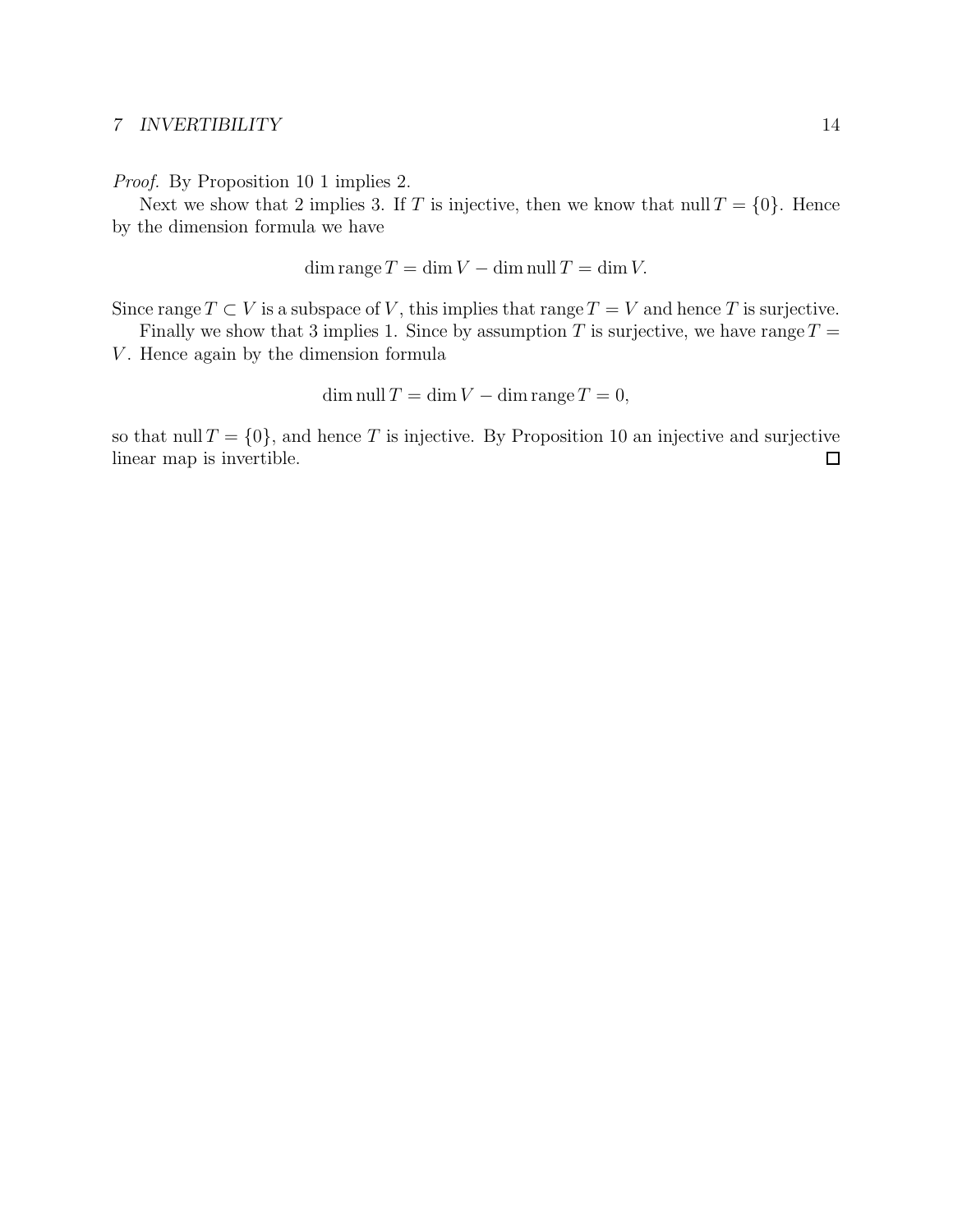*Proof.* By Proposition 10 1 implies 2.

Next we show that 2 implies 3. If $T$ is injective, then we know that $\operatorname{null} T = \{0\}$. Hence by the dimension formula we have

$$\dim \operatorname{range} T = \dim V - \dim \operatorname{null} T = \dim V.$$

Since $\operatorname{range} T \subset V$ is a subspace of $V$, this implies that $\operatorname{range} T = V$ and hence $T$ is surjective.

Finally we show that 3 implies 1. Since by assumption $T$ is surjective, we have $\operatorname{range} T = V$. Hence again by the dimension formula

$$\dim \operatorname{null} T = \dim V - \dim \operatorname{range} T = 0,$$

so that $\operatorname{null} T = \{0\}$, and hence $T$ is injective. By Proposition 10 an injective and surjective linear map is invertible. □